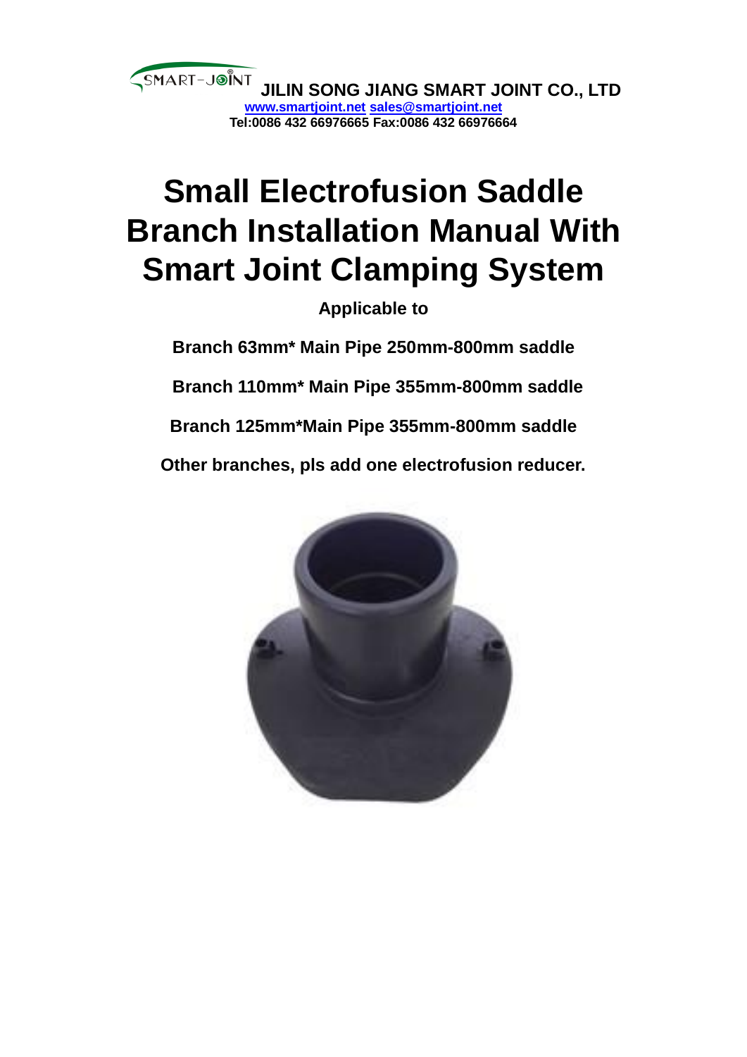SMART-JOINT® **JILIN SONG JIANG SMART JOINT CO., LTD**

**www.smartjoint.net sales@smartjoint.net**

**Tel:0086 432 66976665 Fax:0086 432 66976664**

# Small Electrofusion Saddle Branch Installation Manual With Smart Joint Clamping System

**Applicable to**

**Branch 63mm* Main Pipe 250mm-800mm saddle**

**Branch 110mm* Main Pipe 355mm-800mm saddle**

**Branch 125mm*Main Pipe 355mm-800mm saddle**

**Other branches, pls add one electrofusion reducer.**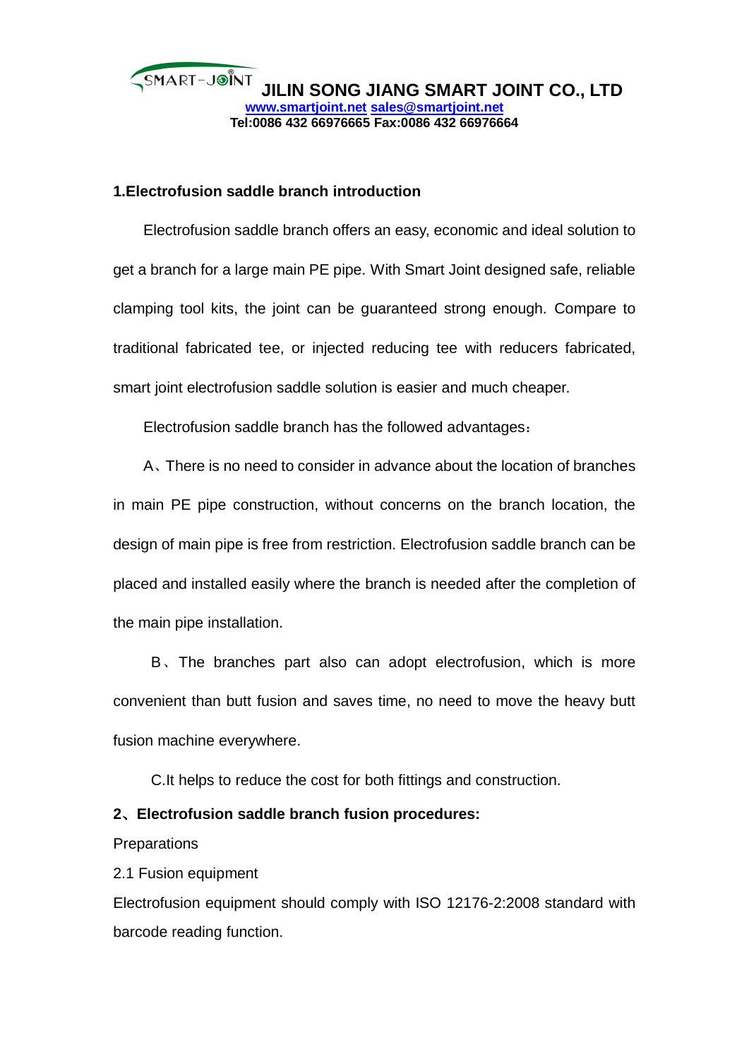## 1.Electrofusion saddle branch introduction

Electrofusion saddle branch offers an easy, economic and ideal solution to get a branch for a large main PE pipe. With Smart Joint designed safe, reliable clamping tool kits, the joint can be guaranteed strong enough. Compare to traditional fabricated tee, or injected reducing tee with reducers fabricated, smart joint electrofusion saddle solution is easier and much cheaper.

Electrofusion saddle branch has the followed advantages：

A、There is no need to consider in advance about the location of branches in main PE pipe construction, without concerns on the branch location, the design of main pipe is free from restriction. Electrofusion saddle branch can be placed and installed easily where the branch is needed after the completion of the main pipe installation.

B、The branches part also can adopt electrofusion, which is more convenient than butt fusion and saves time, no need to move the heavy butt fusion machine everywhere.

C.It helps to reduce the cost for both fittings and construction.

## 2、Electrofusion saddle branch fusion procedures:

Preparations

2.1 Fusion equipment

Electrofusion equipment should comply with ISO 12176-2:2008 standard with barcode reading function.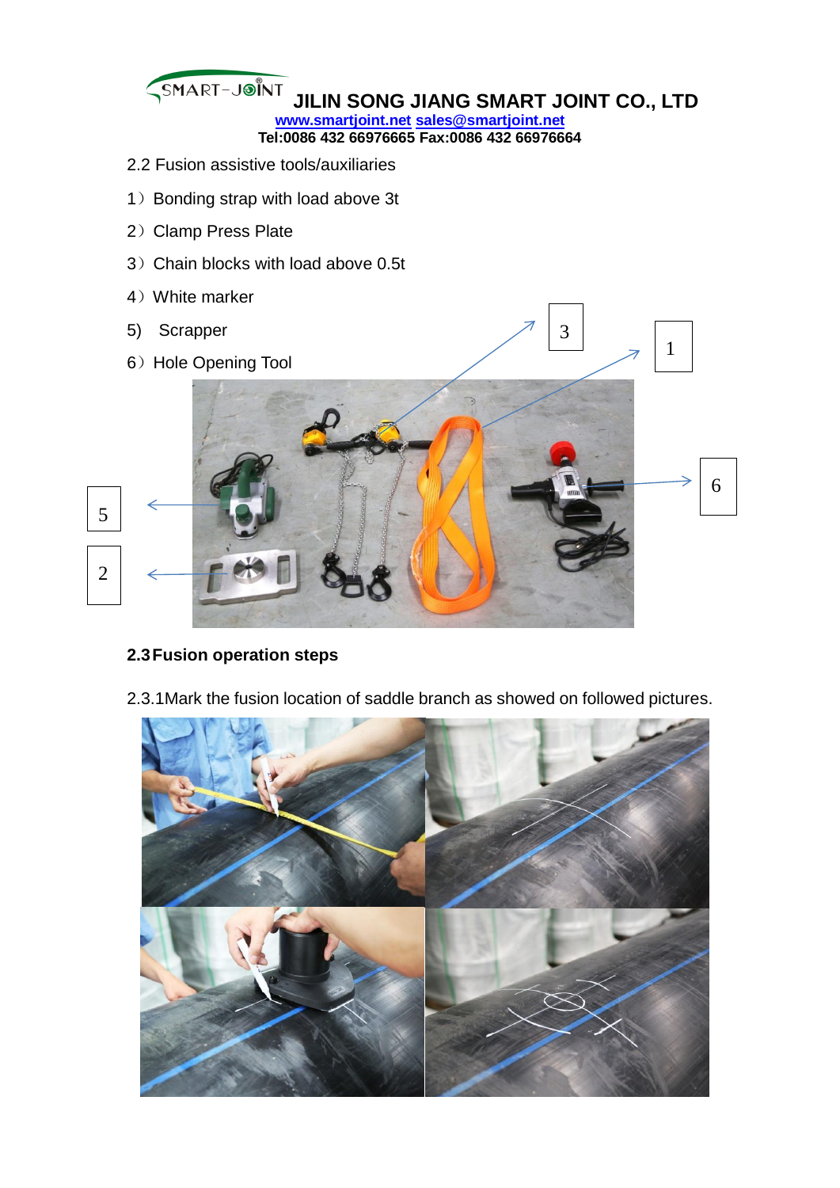2.2 Fusion assistive tools/auxiliaries

1）Bonding strap with load above 3t

2）Clamp Press Plate

3）Chain blocks with load above 0.5t

4）White marker

5)  Scrapper

6）Hole Opening Tool

**2.3 Fusion operation steps**

2.3.1Mark the fusion location of saddle branch as showed on followed pictures.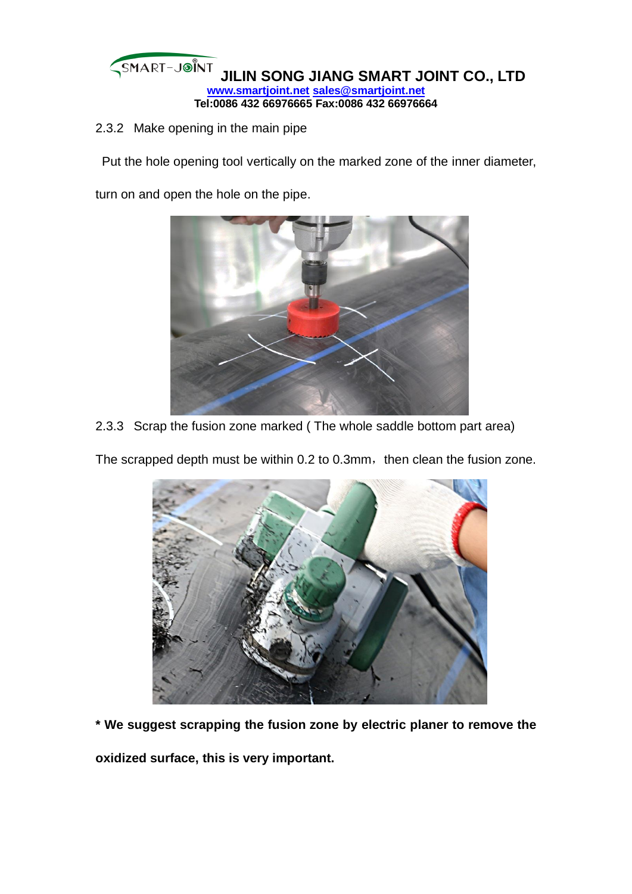2.3.2 Make opening in the main pipe

Put the hole opening tool vertically on the marked zone of the inner diameter, turn on and open the hole on the pipe.

2.3.3 Scrap the fusion zone marked ( The whole saddle bottom part area)

The scrapped depth must be within 0.2 to 0.3mm，then clean the fusion zone.

**\* We suggest scrapping the fusion zone by electric planer to remove the oxidized surface, this is very important.**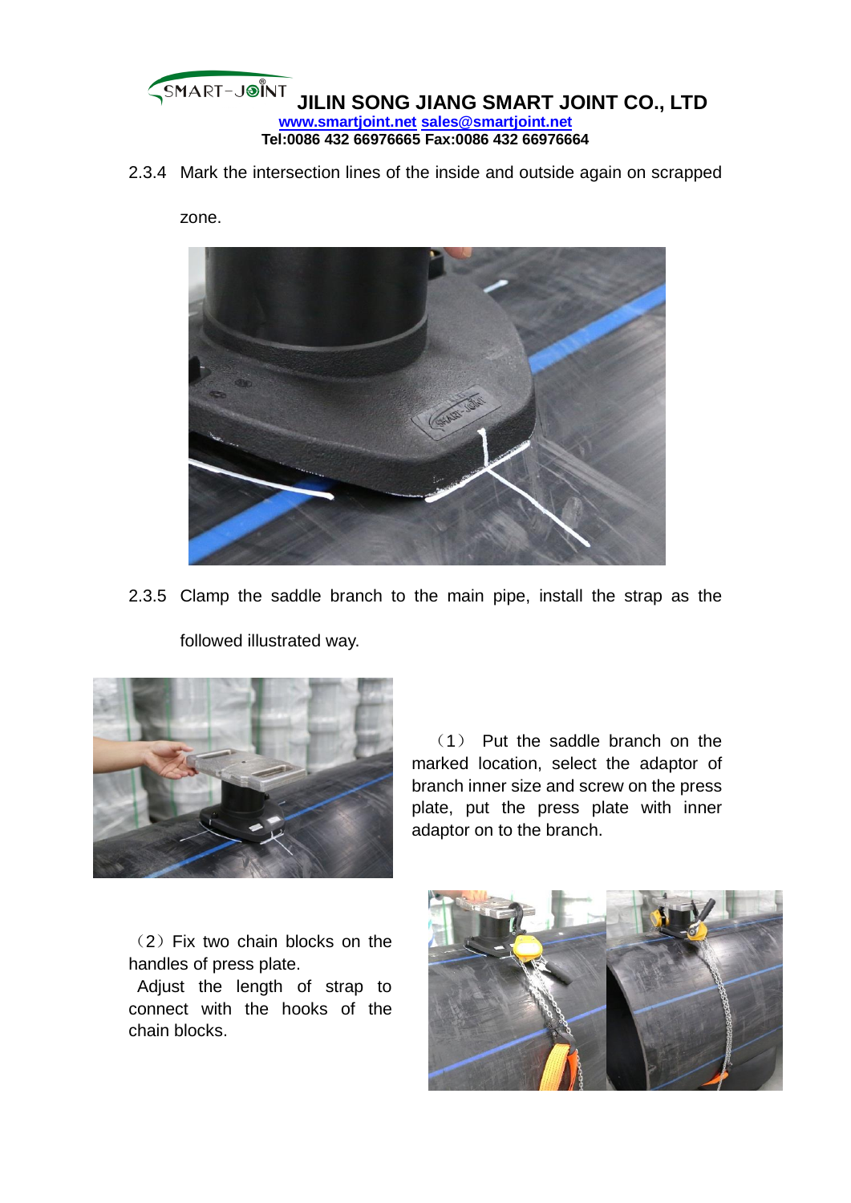2.3.4 Mark the intersection lines of the inside and outside again on scrapped zone.

2.3.5 Clamp the saddle branch to the main pipe, install the strap as the followed illustrated way.

（1） Put the saddle branch on the marked location, select the adaptor of branch inner size and screw on the press plate, put the press plate with inner adaptor on to the branch.

（2）Fix two chain blocks on the handles of press plate.
Adjust the length of strap to connect with the hooks of the chain blocks.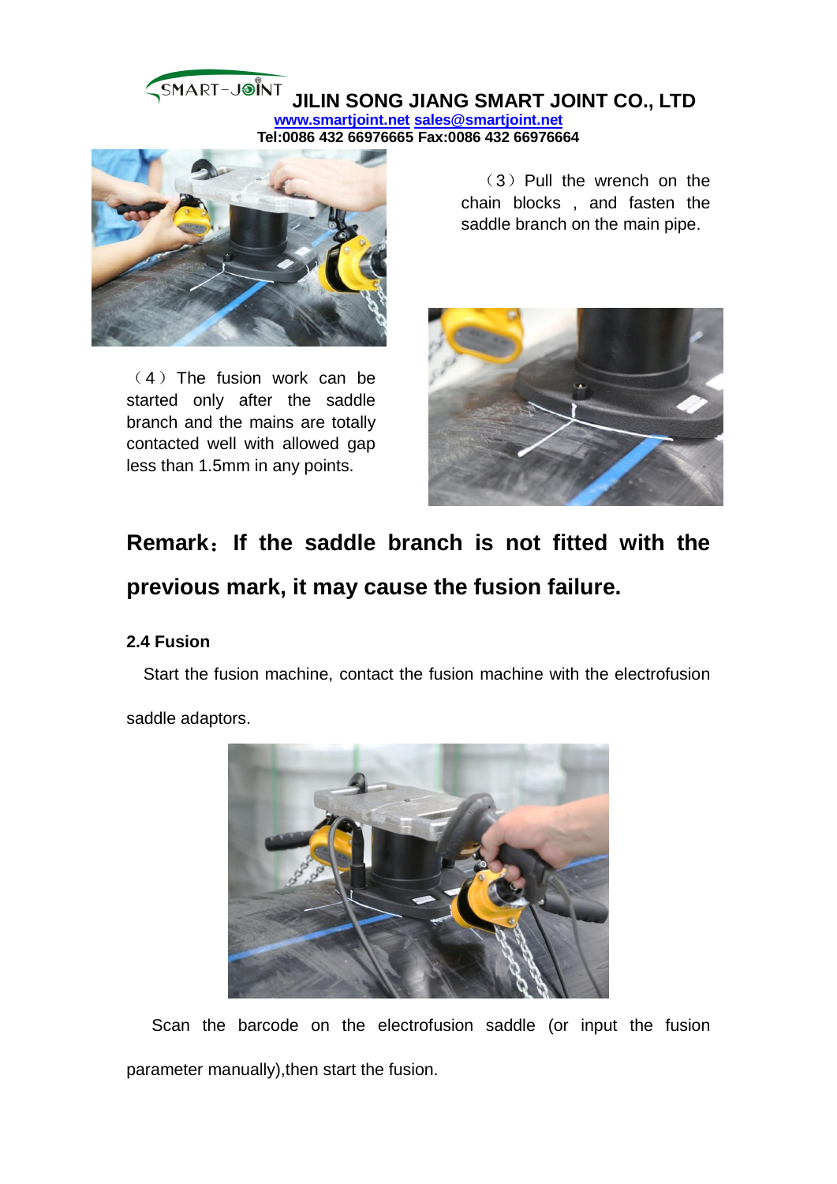（3）Pull the wrench on the chain blocks , and fasten the saddle branch on the main pipe.

（4）The fusion work can be started only after the saddle branch and the mains are totally contacted well with allowed gap less than 1.5mm in any points.

**Remark：If the saddle branch is not fitted with the previous mark, it may cause the fusion failure.**

**2.4 Fusion**

Start the fusion machine, contact the fusion machine with the electrofusion saddle adaptors.

Scan the barcode on the electrofusion saddle (or input the fusion parameter manually),then start the fusion.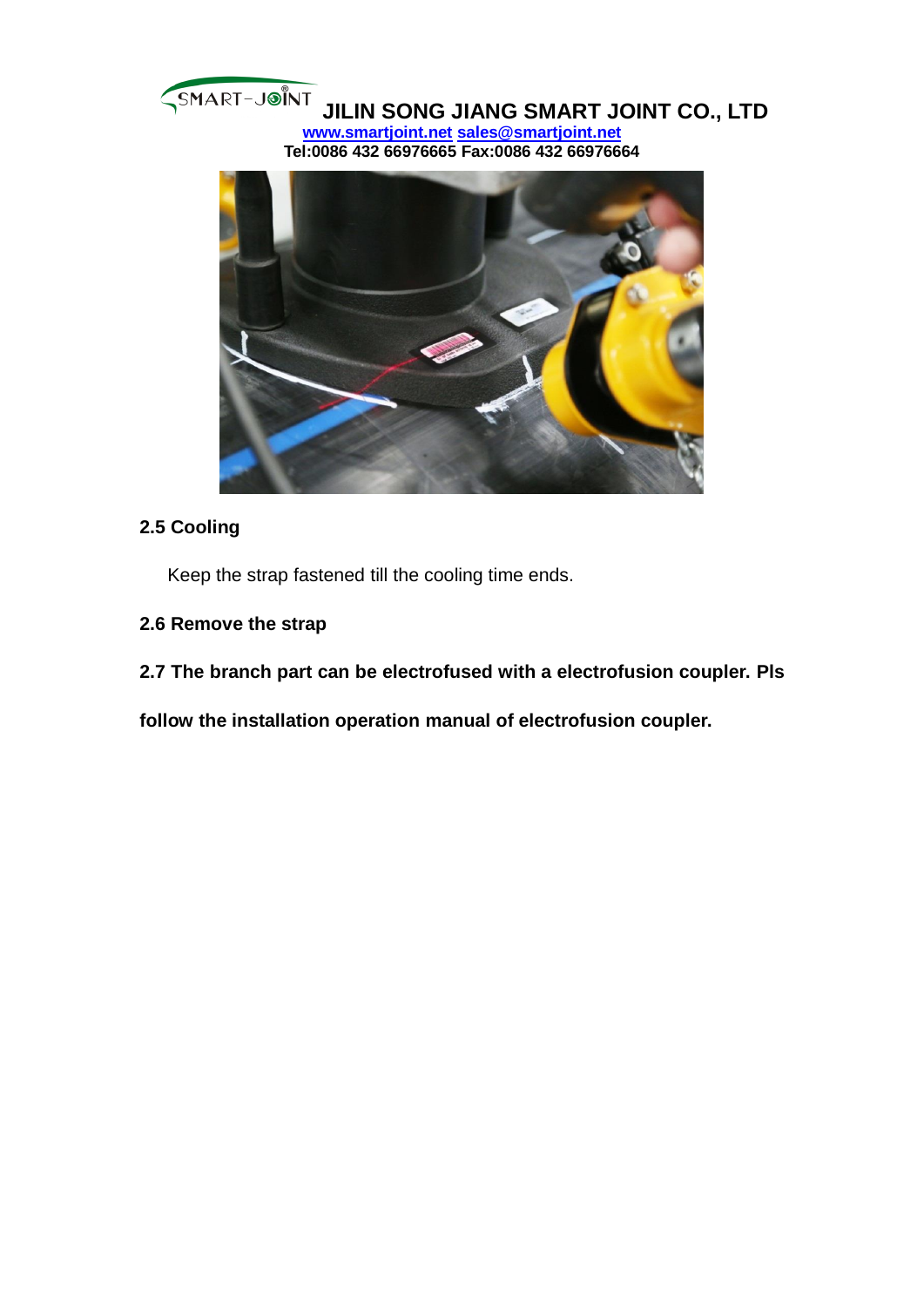## 2.5 Cooling

Keep the strap fastened till the cooling time ends.

## 2.6 Remove the strap

## 2.7 The branch part can be electrofused with a electrofusion coupler. Pls follow the installation operation manual of electrofusion coupler.